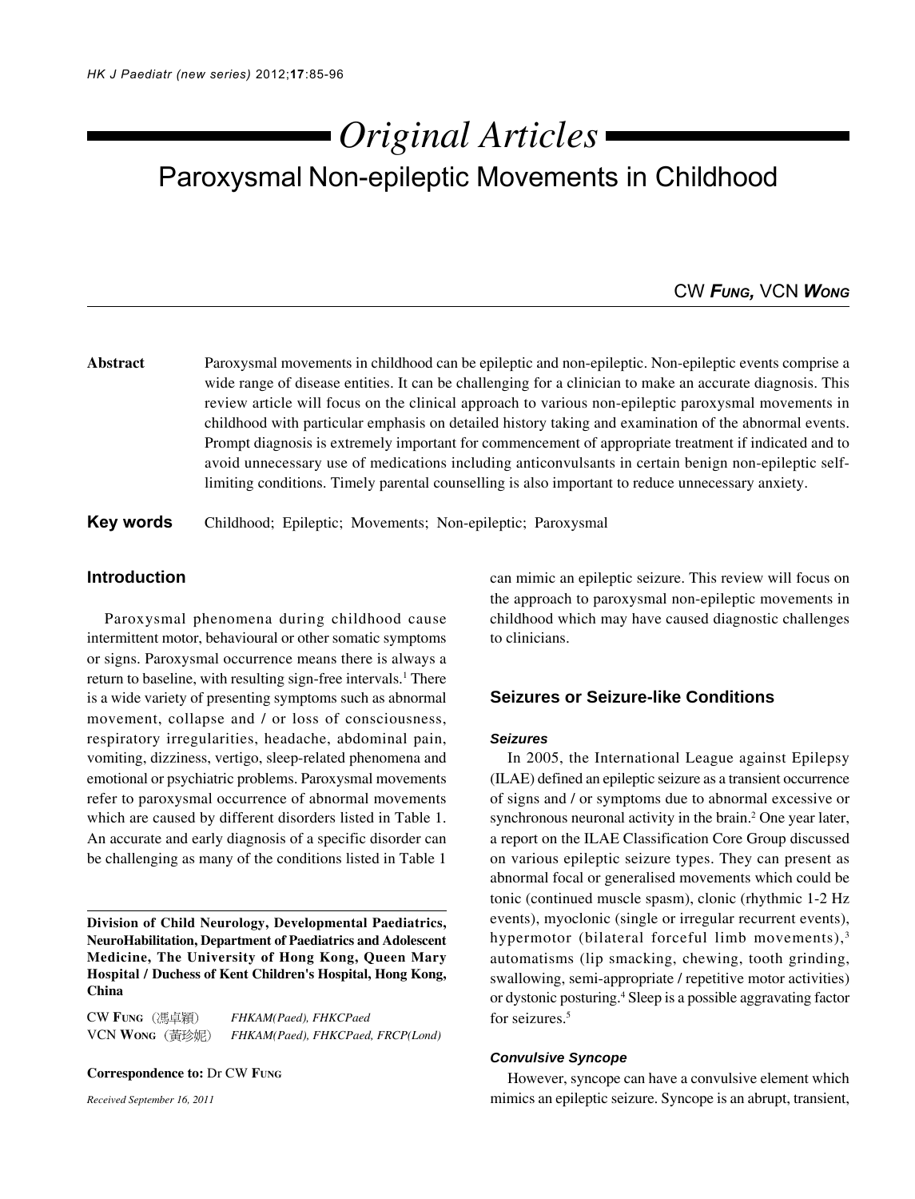# Original Articles

## Paroxysmal Non-epileptic Movements in Childhood

CW **Fung**, VCN **Wong**

**Abstract** Paroxysmal movements in childhood can be epileptic and non-epileptic. Non-epileptic events comprise a wide range of disease entities. It can be challenging for a clinician to make an accurate diagnosis. This review article will focus on the clinical approach to various non-epileptic paroxysmal movements in childhood with particular emphasis on detailed history taking and examination of the abnormal events. Prompt diagnosis is extremely important for commencement of appropriate treatment if indicated and to avoid unnecessary use of medications including anticonvulsants in certain benign non-epileptic self-limiting conditions. Timely parental counselling is also important to reduce unnecessary anxiety.

**Key words** Childhood; Epileptic; Movements; Non-epileptic; Paroxysmal

### Introduction

Paroxysmal phenomena during childhood cause intermittent motor, behavioural or other somatic symptoms or signs. Paroxysmal occurrence means there is always a return to baseline, with resulting sign-free intervals.[1] There is a wide variety of presenting symptoms such as abnormal movement, collapse and / or loss of consciousness, respiratory irregularities, headache, abdominal pain, vomiting, dizziness, vertigo, sleep-related phenomena and emotional or psychiatric problems. Paroxysmal movements refer to paroxysmal occurrence of abnormal movements which are caused by different disorders listed in Table 1. An accurate and early diagnosis of a specific disorder can be challenging as many of the conditions listed in Table 1 can mimic an epileptic seizure. This review will focus on the approach to paroxysmal non-epileptic movements in childhood which may have caused diagnostic challenges to clinicians.

**Division of Child Neurology, Developmental Paediatrics, NeuroHabilitation, Department of Paediatrics and Adolescent Medicine, The University of Hong Kong, Queen Mary Hospital / Duchess of Kent Children's Hospital, Hong Kong, China**

CW **Fung** (馮卓穎) *FHKAM(Paed), FHKCPaed*
VCN **Wong** (黃珍妮) *FHKAM(Paed), FHKCPaed, FRCP(Lond)*

**Correspondence to:** Dr CW **Fung**

*Received September 16, 2011*

### Seizures or Seizure-like Conditions

#### *Seizures*

In 2005, the International League against Epilepsy (ILAE) defined an epileptic seizure as a transient occurrence of signs and / or symptoms due to abnormal excessive or synchronous neuronal activity in the brain.[2] One year later, a report on the ILAE Classification Core Group discussed on various epileptic seizure types. They can present as abnormal focal or generalised movements which could be tonic (continued muscle spasm), clonic (rhythmic 1-2 Hz events), myoclonic (single or irregular recurrent events), hypermotor (bilateral forceful limb movements),[3] automatisms (lip smacking, chewing, tooth grinding, swallowing, semi-appropriate / repetitive motor activities) or dystonic posturing.[4] Sleep is a possible aggravating factor for seizures.[5]

#### *Convulsive Syncope*

However, syncope can have a convulsive element which mimics an epileptic seizure. Syncope is an abrupt, transient,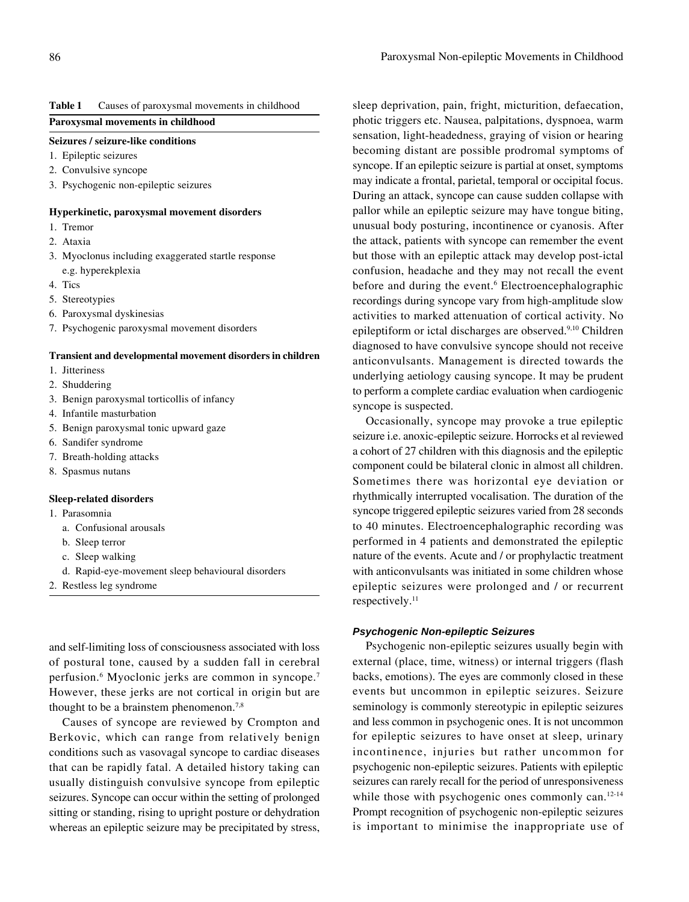**Table 1** Causes of paroxysmal movements in childhood

| Paroxysmal movements in childhood |
| --- |
| **Seizures / seizure-like conditions** |
| 1. Epileptic seizures |
| 2. Convulsive syncope |
| 3. Psychogenic non-epileptic seizures |
| **Hyperkinetic, paroxysmal movement disorders** |
| 1. Tremor |
| 2. Ataxia |
| 3. Myoclonus including exaggerated startle response e.g. hyperekplexia |
| 4. Tics |
| 5. Stereotypies |
| 6. Paroxysmal dyskinesias |
| 7. Psychogenic paroxysmal movement disorders |
| **Transient and developmental movement disorders in children** |
| 1. Jitteriness |
| 2. Shuddering |
| 3. Benign paroxysmal torticollis of infancy |
| 4. Infantile masturbation |
| 5. Benign paroxysmal tonic upward gaze |
| 6. Sandifer syndrome |
| 7. Breath-holding attacks |
| 8. Spasmus nutans |
| **Sleep-related disorders** |
| 1. Parasomnia |
| a. Confusional arousals |
| b. Sleep terror |
| c. Sleep walking |
| d. Rapid-eye-movement sleep behavioural disorders |
| 2. Restless leg syndrome |

and self-limiting loss of consciousness associated with loss of postural tone, caused by a sudden fall in cerebral perfusion.[6] Myoclonic jerks are common in syncope.[7] However, these jerks are not cortical in origin but are thought to be a brainstem phenomenon.[7,8]

Causes of syncope are reviewed by Crompton and Berkovic, which can range from relatively benign conditions such as vasovagal syncope to cardiac diseases that can be rapidly fatal. A detailed history taking can usually distinguish convulsive syncope from epileptic seizures. Syncope can occur within the setting of prolonged sitting or standing, rising to upright posture or dehydration whereas an epileptic seizure may be precipitated by stress, sleep deprivation, pain, fright, micturition, defaecation, photic triggers etc. Nausea, palpitations, dyspnoea, warm sensation, light-headedness, graying of vision or hearing becoming distant are possible prodromal symptoms of syncope. If an epileptic seizure is partial at onset, symptoms may indicate a frontal, parietal, temporal or occipital focus. During an attack, syncope can cause sudden collapse with pallor while an epileptic seizure may have tongue biting, unusual body posturing, incontinence or cyanosis. After the attack, patients with syncope can remember the event but those with an epileptic attack may develop post-ictal confusion, headache and they may not recall the event before and during the event.[6] Electroencephalographic recordings during syncope vary from high-amplitude slow activities to marked attenuation of cortical activity. No epileptiform or ictal discharges are observed.[9,10] Children diagnosed to have convulsive syncope should not receive anticonvulsants. Management is directed towards the underlying aetiology causing syncope. It may be prudent to perform a complete cardiac evaluation when cardiogenic syncope is suspected.

Occasionally, syncope may provoke a true epileptic seizure i.e. anoxic-epileptic seizure. Horrocks et al reviewed a cohort of 27 children with this diagnosis and the epileptic component could be bilateral clonic in almost all children. Sometimes there was horizontal eye deviation or rhythmically interrupted vocalisation. The duration of the syncope triggered epileptic seizures varied from 28 seconds to 40 minutes. Electroencephalographic recording was performed in 4 patients and demonstrated the epileptic nature of the events. Acute and / or prophylactic treatment with anticonvulsants was initiated in some children whose epileptic seizures were prolonged and / or recurrent respectively.[11]

### *Psychogenic Non-epileptic Seizures*

Psychogenic non-epileptic seizures usually begin with external (place, time, witness) or internal triggers (flash backs, emotions). The eyes are commonly closed in these events but uncommon in epileptic seizures. Seizure seminology is commonly stereotypic in epileptic seizures and less common in psychogenic ones. It is not uncommon for epileptic seizures to have onset at sleep, urinary incontinence, injuries but rather uncommon for psychogenic non-epileptic seizures. Patients with epileptic seizures can rarely recall for the period of unresponsiveness while those with psychogenic ones commonly can.[12-14] Prompt recognition of psychogenic non-epileptic seizures is important to minimise the inappropriate use of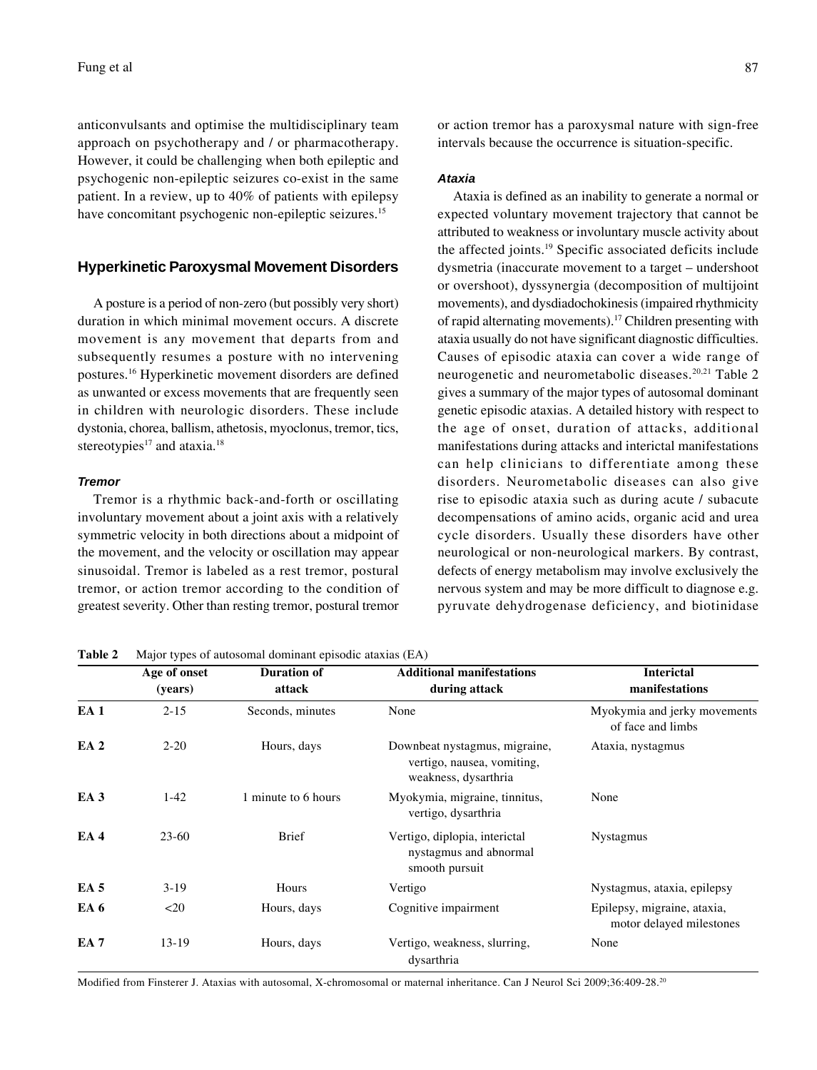anticonvulsants and optimise the multidisciplinary team approach on psychotherapy and / or pharmacotherapy. However, it could be challenging when both epileptic and psychogenic non-epileptic seizures co-exist in the same patient. In a review, up to 40% of patients with epilepsy have concomitant psychogenic non-epileptic seizures.[15]

## Hyperkinetic Paroxysmal Movement Disorders

A posture is a period of non-zero (but possibly very short) duration in which minimal movement occurs. A discrete movement is any movement that departs from and subsequently resumes a posture with no intervening postures.[16] Hyperkinetic movement disorders are defined as unwanted or excess movements that are frequently seen in children with neurologic disorders. These include dystonia, chorea, ballism, athetosis, myoclonus, tremor, tics, stereotypies[17] and ataxia.[18]

### *Tremor*

Tremor is a rhythmic back-and-forth or oscillating involuntary movement about a joint axis with a relatively symmetric velocity in both directions about a midpoint of the movement, and the velocity or oscillation may appear sinusoidal. Tremor is labeled as a rest tremor, postural tremor, or action tremor according to the condition of greatest severity. Other than resting tremor, postural tremor or action tremor has a paroxysmal nature with sign-free intervals because the occurrence is situation-specific.

### *Ataxia*

Ataxia is defined as an inability to generate a normal or expected voluntary movement trajectory that cannot be attributed to weakness or involuntary muscle activity about the affected joints.[19] Specific associated deficits include dysmetria (inaccurate movement to a target – undershoot or overshoot), dyssynergia (decomposition of multijoint movements), and dysdiadochokinesis (impaired rhythmicity of rapid alternating movements).[17] Children presenting with ataxia usually do not have significant diagnostic difficulties. Causes of episodic ataxia can cover a wide range of neurogenetic and neurometabolic diseases.[20,21] Table 2 gives a summary of the major types of autosomal dominant genetic episodic ataxias. A detailed history with respect to the age of onset, duration of attacks, additional manifestations during attacks and interictal manifestations can help clinicians to differentiate among these disorders. Neurometabolic diseases can also give rise to episodic ataxia such as during acute / subacute decompensations of amino acids, organic acid and urea cycle disorders. Usually these disorders have other neurological or non-neurological markers. By contrast, defects of energy metabolism may involve exclusively the nervous system and may be more difficult to diagnose e.g. pyruvate dehydrogenase deficiency, and biotinidase

**Table 2** Major types of autosomal dominant episodic ataxias (EA)

| | Age of onset (years) | Duration of attack | Additional manifestations during attack | Interictal manifestations |
|---|---|---|---|---|
| **EA 1** | 2-15 | Seconds, minutes | None | Myokymia and jerky movements of face and limbs |
| **EA 2** | 2-20 | Hours, days | Downbeat nystagmus, migraine, vertigo, nausea, vomiting, weakness, dysarthria | Ataxia, nystagmus |
| **EA 3** | 1-42 | 1 minute to 6 hours | Myokymia, migraine, tinnitus, vertigo, dysarthria | None |
| **EA 4** | 23-60 | Brief | Vertigo, diplopia, interictal nystagmus and abnormal smooth pursuit | Nystagmus |
| **EA 5** | 3-19 | Hours | Vertigo | Nystagmus, ataxia, epilepsy |
| **EA 6** | <20 | Hours, days | Cognitive impairment | Epilepsy, migraine, ataxia, motor delayed milestones |
| **EA 7** | 13-19 | Hours, days | Vertigo, weakness, slurring, dysarthria | None |

Modified from Finsterer J. Ataxias with autosomal, X-chromosomal or maternal inheritance. Can J Neurol Sci 2009;36:409-28.[20]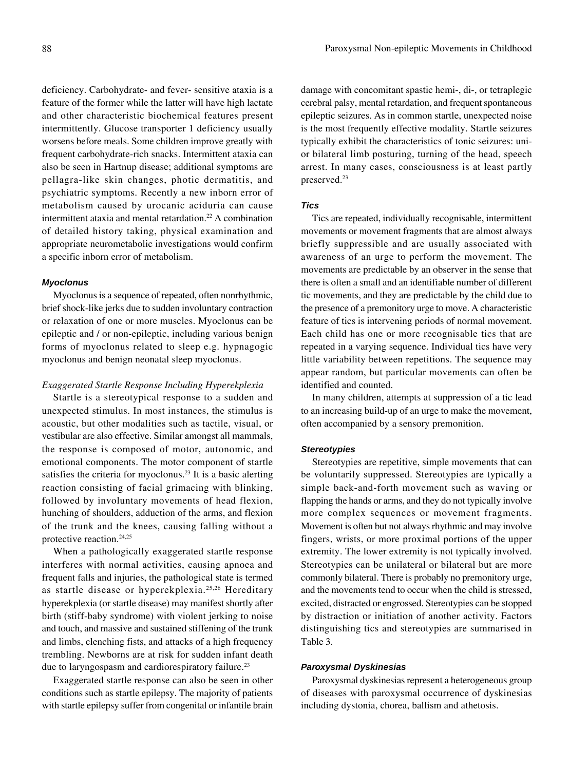deficiency. Carbohydrate- and fever- sensitive ataxia is a feature of the former while the latter will have high lactate and other characteristic biochemical features present intermittently. Glucose transporter 1 deficiency usually worsens before meals. Some children improve greatly with frequent carbohydrate-rich snacks. Intermittent ataxia can also be seen in Hartnup disease; additional symptoms are pellagra-like skin changes, photic dermatitis, and psychiatric symptoms. Recently a new inborn error of metabolism caused by urocanic aciduria can cause intermittent ataxia and mental retardation.[22] A combination of detailed history taking, physical examination and appropriate neurometabolic investigations would confirm a specific inborn error of metabolism.

#### *Myoclonus*

Myoclonus is a sequence of repeated, often nonrhythmic, brief shock-like jerks due to sudden involuntary contraction or relaxation of one or more muscles. Myoclonus can be epileptic and / or non-epileptic, including various benign forms of myoclonus related to sleep e.g. hypnagogic myoclonus and benign neonatal sleep myoclonus.

*Exaggerated Startle Response Including Hyperekplexia*

Startle is a stereotypical response to a sudden and unexpected stimulus. In most instances, the stimulus is acoustic, but other modalities such as tactile, visual, or vestibular are also effective. Similar amongst all mammals, the response is composed of motor, autonomic, and emotional components. The motor component of startle satisfies the criteria for myoclonus.[23] It is a basic alerting reaction consisting of facial grimacing with blinking, followed by involuntary movements of head flexion, hunching of shoulders, adduction of the arms, and flexion of the trunk and the knees, causing falling without a protective reaction.[24,25]

When a pathologically exaggerated startle response interferes with normal activities, causing apnoea and frequent falls and injuries, the pathological state is termed as startle disease or hyperekplexia.[25,26] Hereditary hyperekplexia (or startle disease) may manifest shortly after birth (stiff-baby syndrome) with violent jerking to noise and touch, and massive and sustained stiffening of the trunk and limbs, clenching fists, and attacks of a high frequency trembling. Newborns are at risk for sudden infant death due to laryngospasm and cardiorespiratory failure.[23]

Exaggerated startle response can also be seen in other conditions such as startle epilepsy. The majority of patients with startle epilepsy suffer from congenital or infantile brain damage with concomitant spastic hemi-, di-, or tetraplegic cerebral palsy, mental retardation, and frequent spontaneous epileptic seizures. As in common startle, unexpected noise is the most frequently effective modality. Startle seizures typically exhibit the characteristics of tonic seizures: uni- or bilateral limb posturing, turning of the head, speech arrest. In many cases, consciousness is at least partly preserved.[23]

#### *Tics*

Tics are repeated, individually recognisable, intermittent movements or movement fragments that are almost always briefly suppressible and are usually associated with awareness of an urge to perform the movement. The movements are predictable by an observer in the sense that there is often a small and an identifiable number of different tic movements, and they are predictable by the child due to the presence of a premonitory urge to move. A characteristic feature of tics is intervening periods of normal movement. Each child has one or more recognisable tics that are repeated in a varying sequence. Individual tics have very little variability between repetitions. The sequence may appear random, but particular movements can often be identified and counted.

In many children, attempts at suppression of a tic lead to an increasing build-up of an urge to make the movement, often accompanied by a sensory premonition.

#### *Stereotypies*

Stereotypies are repetitive, simple movements that can be voluntarily suppressed. Stereotypies are typically a simple back-and-forth movement such as waving or flapping the hands or arms, and they do not typically involve more complex sequences or movement fragments. Movement is often but not always rhythmic and may involve fingers, wrists, or more proximal portions of the upper extremity. The lower extremity is not typically involved. Stereotypies can be unilateral or bilateral but are more commonly bilateral. There is probably no premonitory urge, and the movements tend to occur when the child is stressed, excited, distracted or engrossed. Stereotypies can be stopped by distraction or initiation of another activity. Factors distinguishing tics and stereotypies are summarised in Table 3.

#### *Paroxysmal Dyskinesias*

Paroxysmal dyskinesias represent a heterogeneous group of diseases with paroxysmal occurrence of dyskinesias including dystonia, chorea, ballism and athetosis.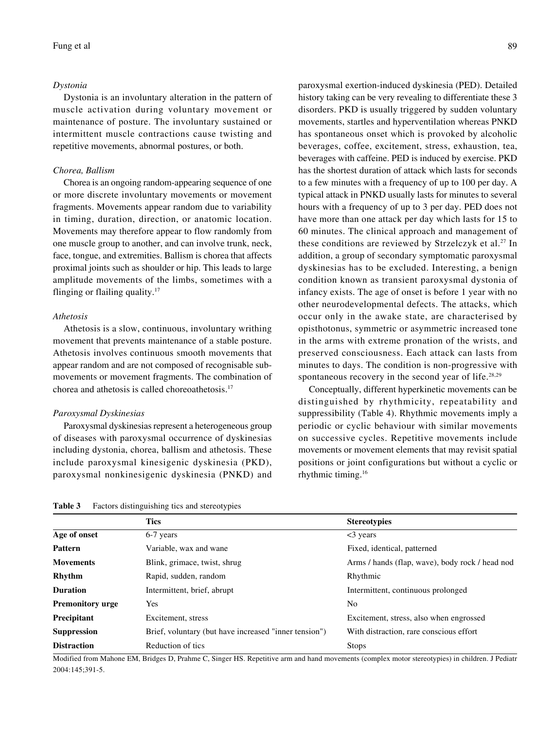### *Dystonia*

Dystonia is an involuntary alteration in the pattern of muscle activation during voluntary movement or maintenance of posture. The involuntary sustained or intermittent muscle contractions cause twisting and repetitive movements, abnormal postures, or both.

### *Chorea, Ballism*

Chorea is an ongoing random-appearing sequence of one or more discrete involuntary movements or movement fragments. Movements appear random due to variability in timing, duration, direction, or anatomic location. Movements may therefore appear to flow randomly from one muscle group to another, and can involve trunk, neck, face, tongue, and extremities. Ballism is chorea that affects proximal joints such as shoulder or hip. This leads to large amplitude movements of the limbs, sometimes with a flinging or flailing quality.[17]

### *Athetosis*

Athetosis is a slow, continuous, involuntary writhing movement that prevents maintenance of a stable posture. Athetosis involves continuous smooth movements that appear random and are not composed of recognisable sub-movements or movement fragments. The combination of chorea and athetosis is called choreoathetosis.[17]

### *Paroxysmal Dyskinesias*

Paroxysmal dyskinesias represent a heterogeneous group of diseases with paroxysmal occurrence of dyskinesias including dystonia, chorea, ballism and athetosis. These include paroxysmal kinesigenic dyskinesia (PKD), paroxysmal nonkinesigenic dyskinesia (PNKD) and paroxysmal exertion-induced dyskinesia (PED). Detailed history taking can be very revealing to differentiate these 3 disorders. PKD is usually triggered by sudden voluntary movements, startles and hyperventilation whereas PNKD has spontaneous onset which is provoked by alcoholic beverages, coffee, excitement, stress, exhaustion, tea, beverages with caffeine. PED is induced by exercise. PKD has the shortest duration of attack which lasts for seconds to a few minutes with a frequency of up to 100 per day. A typical attack in PNKD usually lasts for minutes to several hours with a frequency of up to 3 per day. PED does not have more than one attack per day which lasts for 15 to 60 minutes. The clinical approach and management of these conditions are reviewed by Strzelczyk et al.[27] In addition, a group of secondary symptomatic paroxysmal dyskinesias has to be excluded. Interesting, a benign condition known as transient paroxysmal dystonia of infancy exists. The age of onset is before 1 year with no other neurodevelopmental defects. The attacks, which occur only in the awake state, are characterised by opisthotonus, symmetric or asymmetric increased tone in the arms with extreme pronation of the wrists, and preserved consciousness. Each attack can lasts from minutes to days. The condition is non-progressive with spontaneous recovery in the second year of life.[28,29]

Conceptually, different hyperkinetic movements can be distinguished by rhythmicity, repeatability and suppressibility (Table 4). Rhythmic movements imply a periodic or cyclic behaviour with similar movements on successive cycles. Repetitive movements include movements or movement elements that may revisit spatial positions or joint configurations but without a cyclic or rhythmic timing.[16]

**Table 3** Factors distinguishing tics and stereotypies

| | Tics | Stereotypies |
|---|---|---|
| **Age of onset** | 6-7 years | <3 years |
| **Pattern** | Variable, wax and wane | Fixed, identical, patterned |
| **Movements** | Blink, grimace, twist, shrug | Arms / hands (flap, wave), body rock / head nod |
| **Rhythm** | Rapid, sudden, random | Rhythmic |
| **Duration** | Intermittent, brief, abrupt | Intermittent, continuous prolonged |
| **Premonitory urge** | Yes | No |
| **Precipitant** | Excitement, stress | Excitement, stress, also when engrossed |
| **Suppression** | Brief, voluntary (but have increased "inner tension") | With distraction, rare conscious effort |
| **Distraction** | Reduction of tics | Stops |

Modified from Mahone EM, Bridges D, Prahme C, Singer HS. Repetitive arm and hand movements (complex motor stereotypies) in children. J Pediatr 2004:145;391-5.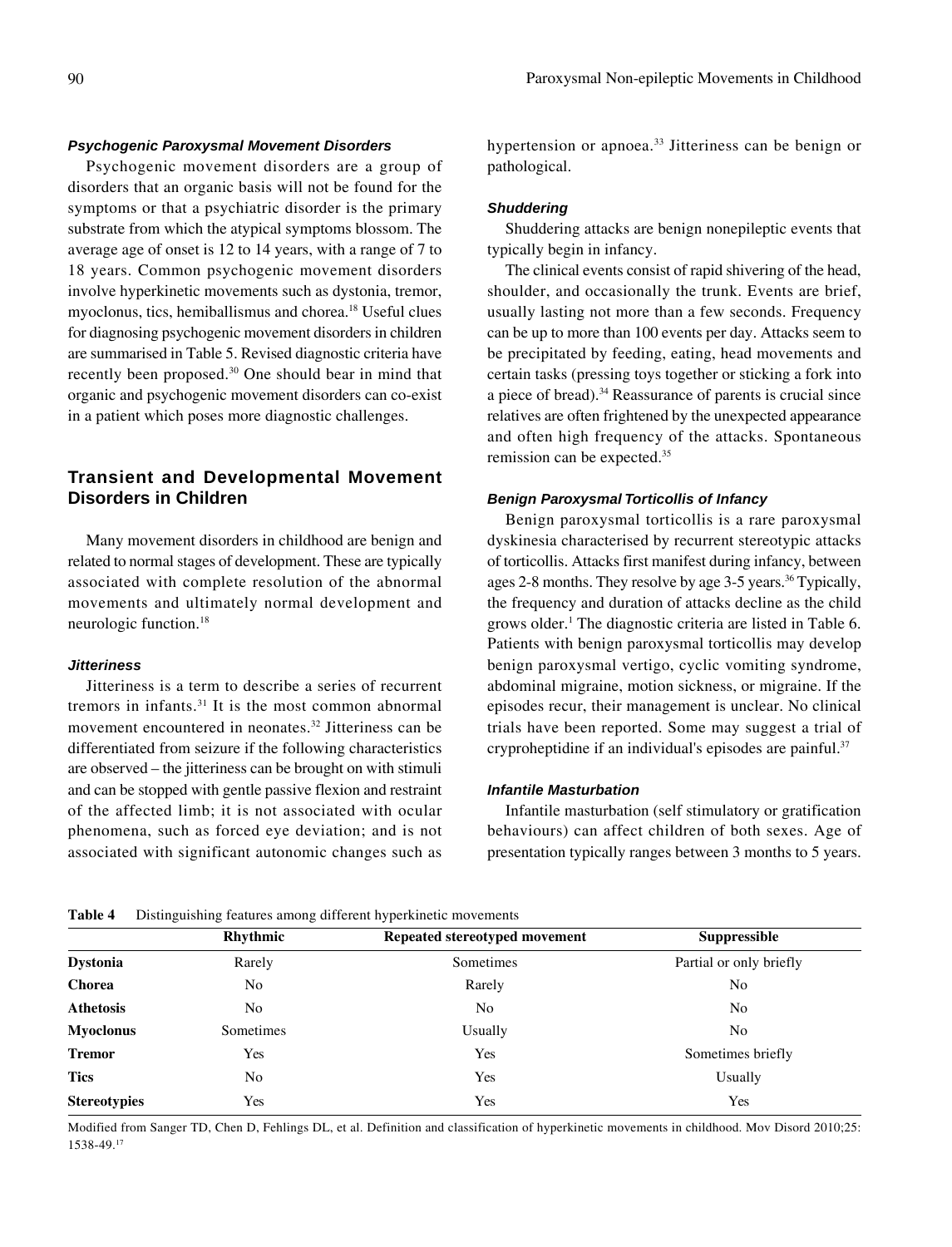### *Psychogenic Paroxysmal Movement Disorders*

Psychogenic movement disorders are a group of disorders that an organic basis will not be found for the symptoms or that a psychiatric disorder is the primary substrate from which the atypical symptoms blossom. The average age of onset is 12 to 14 years, with a range of 7 to 18 years. Common psychogenic movement disorders involve hyperkinetic movements such as dystonia, tremor, myoclonus, tics, hemiballismus and chorea.[18] Useful clues for diagnosing psychogenic movement disorders in children are summarised in Table 5. Revised diagnostic criteria have recently been proposed.[30] One should bear in mind that organic and psychogenic movement disorders can co-exist in a patient which poses more diagnostic challenges.

## Transient and Developmental Movement Disorders in Children

Many movement disorders in childhood are benign and related to normal stages of development. These are typically associated with complete resolution of the abnormal movements and ultimately normal development and neurologic function.[18]

### *Jitteriness*

Jitteriness is a term to describe a series of recurrent tremors in infants.[31] It is the most common abnormal movement encountered in neonates.[32] Jitteriness can be differentiated from seizure if the following characteristics are observed – the jitteriness can be brought on with stimuli and can be stopped with gentle passive flexion and restraint of the affected limb; it is not associated with ocular phenomena, such as forced eye deviation; and is not associated with significant autonomic changes such as hypertension or apnoea.[33] Jitteriness can be benign or pathological.

### *Shuddering*

Shuddering attacks are benign nonepileptic events that typically begin in infancy.

The clinical events consist of rapid shivering of the head, shoulder, and occasionally the trunk. Events are brief, usually lasting not more than a few seconds. Frequency can be up to more than 100 events per day. Attacks seem to be precipitated by feeding, eating, head movements and certain tasks (pressing toys together or sticking a fork into a piece of bread).[34] Reassurance of parents is crucial since relatives are often frightened by the unexpected appearance and often high frequency of the attacks. Spontaneous remission can be expected.[35]

### *Benign Paroxysmal Torticollis of Infancy*

Benign paroxysmal torticollis is a rare paroxysmal dyskinesia characterised by recurrent stereotypic attacks of torticollis. Attacks first manifest during infancy, between ages 2-8 months. They resolve by age 3-5 years.[36] Typically, the frequency and duration of attacks decline as the child grows older.[1] The diagnostic criteria are listed in Table 6. Patients with benign paroxysmal torticollis may develop benign paroxysmal vertigo, cyclic vomiting syndrome, abdominal migraine, motion sickness, or migraine. If the episodes recur, their management is unclear. No clinical trials have been reported. Some may suggest a trial of cryproheptidine if an individual's episodes are painful.[37]

### *Infantile Masturbation*

Infantile masturbation (self stimulatory or gratification behaviours) can affect children of both sexes. Age of presentation typically ranges between 3 months to 5 years.

**Table 4** Distinguishing features among different hyperkinetic movements

| | Rhythmic | Repeated stereotyped movement | Suppressible |
|---|---|---|---|
| **Dystonia** | Rarely | Sometimes | Partial or only briefly |
| **Chorea** | No | Rarely | No |
| **Athetosis** | No | No | No |
| **Myoclonus** | Sometimes | Usually | No |
| **Tremor** | Yes | Yes | Sometimes briefly |
| **Tics** | No | Yes | Usually |
| **Stereotypies** | Yes | Yes | Yes |

Modified from Sanger TD, Chen D, Fehlings DL, et al. Definition and classification of hyperkinetic movements in childhood. Mov Disord 2010;25: 1538-49.[17]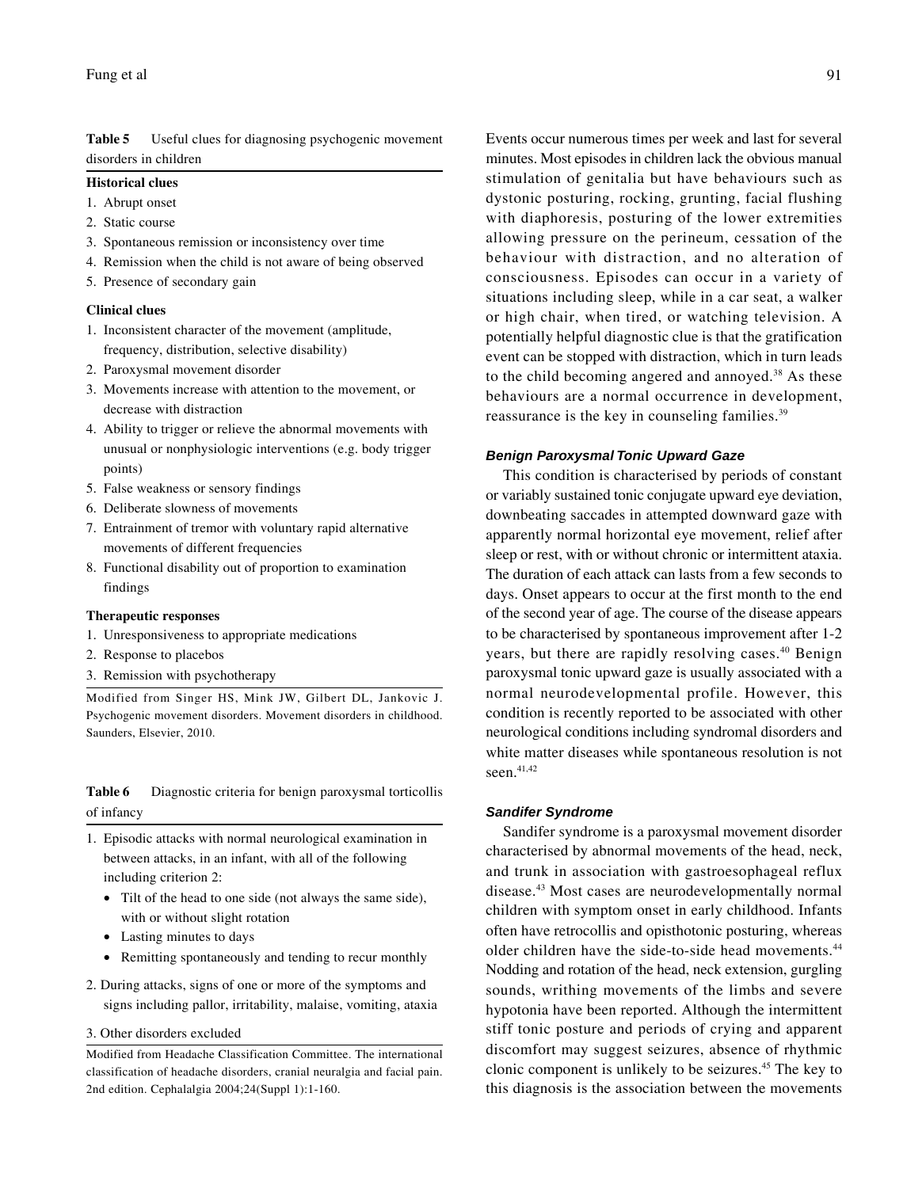**Table 5** Useful clues for diagnosing psychogenic movement disorders in children

**Historical clues**

1. Abrupt onset
2. Static course
3. Spontaneous remission or inconsistency over time
4. Remission when the child is not aware of being observed
5. Presence of secondary gain

**Clinical clues**

1. Inconsistent character of the movement (amplitude, frequency, distribution, selective disability)
2. Paroxysmal movement disorder
3. Movements increase with attention to the movement, or decrease with distraction
4. Ability to trigger or relieve the abnormal movements with unusual or nonphysiologic interventions (e.g. body trigger points)
5. False weakness or sensory findings
6. Deliberate slowness of movements
7. Entrainment of tremor with voluntary rapid alternative movements of different frequencies
8. Functional disability out of proportion to examination findings

**Therapeutic responses**

1. Unresponsiveness to appropriate medications
2. Response to placebos
3. Remission with psychotherapy

Modified from Singer HS, Mink JW, Gilbert DL, Jankovic J. Psychogenic movement disorders. Movement disorders in childhood. Saunders, Elsevier, 2010.

**Table 6** Diagnostic criteria for benign paroxysmal torticollis of infancy

1. Episodic attacks with normal neurological examination in between attacks, in an infant, with all of the following including criterion 2:
   - Tilt of the head to one side (not always the same side), with or without slight rotation
   - Lasting minutes to days
   - Remitting spontaneously and tending to recur monthly
2. During attacks, signs of one or more of the symptoms and signs including pallor, irritability, malaise, vomiting, ataxia
3. Other disorders excluded

Modified from Headache Classification Committee. The international classification of headache disorders, cranial neuralgia and facial pain. 2nd edition. Cephalalgia 2004;24(Suppl 1):1-160.

Events occur numerous times per week and last for several minutes. Most episodes in children lack the obvious manual stimulation of genitalia but have behaviours such as dystonic posturing, rocking, grunting, facial flushing with diaphoresis, posturing of the lower extremities allowing pressure on the perineum, cessation of the behaviour with distraction, and no alteration of consciousness. Episodes can occur in a variety of situations including sleep, while in a car seat, a walker or high chair, when tired, or watching television. A potentially helpful diagnostic clue is that the gratification event can be stopped with distraction, which in turn leads to the child becoming angered and annoyed.[38] As these behaviours are a normal occurrence in development, reassurance is the key in counseling families.[39]

### Benign Paroxysmal Tonic Upward Gaze

This condition is characterised by periods of constant or variably sustained tonic conjugate upward eye deviation, downbeating saccades in attempted downward gaze with apparently normal horizontal eye movement, relief after sleep or rest, with or without chronic or intermittent ataxia. The duration of each attack can lasts from a few seconds to days. Onset appears to occur at the first month to the end of the second year of age. The course of the disease appears to be characterised by spontaneous improvement after 1-2 years, but there are rapidly resolving cases.[40] Benign paroxysmal tonic upward gaze is usually associated with a normal neurodevelopmental profile. However, this condition is recently reported to be associated with other neurological conditions including syndromal disorders and white matter diseases while spontaneous resolution is not seen.[41,42]

### Sandifer Syndrome

Sandifer syndrome is a paroxysmal movement disorder characterised by abnormal movements of the head, neck, and trunk in association with gastroesophageal reflux disease.[43] Most cases are neurodevelopmentally normal children with symptom onset in early childhood. Infants often have retrocollis and opisthotonic posturing, whereas older children have the side-to-side head movements.[44] Nodding and rotation of the head, neck extension, gurgling sounds, writhing movements of the limbs and severe hypotonia have been reported. Although the intermittent stiff tonic posture and periods of crying and apparent discomfort may suggest seizures, absence of rhythmic clonic component is unlikely to be seizures.[45] The key to this diagnosis is the association between the movements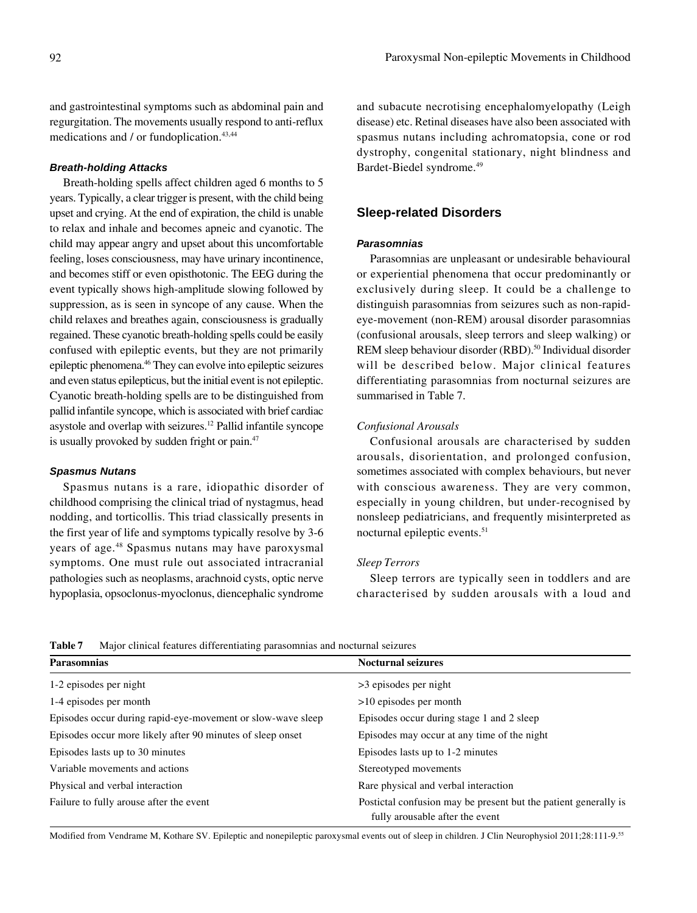and gastrointestinal symptoms such as abdominal pain and regurgitation. The movements usually respond to anti-reflux medications and / or fundoplication.[43,44]

#### Breath-holding Attacks

Breath-holding spells affect children aged 6 months to 5 years. Typically, a clear trigger is present, with the child being upset and crying. At the end of expiration, the child is unable to relax and inhale and becomes apneic and cyanotic. The child may appear angry and upset about this uncomfortable feeling, loses consciousness, may have urinary incontinence, and becomes stiff or even opisthotonic. The EEG during the event typically shows high-amplitude slowing followed by suppression, as is seen in syncope of any cause. When the child relaxes and breathes again, consciousness is gradually regained. These cyanotic breath-holding spells could be easily confused with epileptic events, but they are not primarily epileptic phenomena.[46] They can evolve into epileptic seizures and even status epilepticus, but the initial event is not epileptic. Cyanotic breath-holding spells are to be distinguished from pallid infantile syncope, which is associated with brief cardiac asystole and overlap with seizures.[12] Pallid infantile syncope is usually provoked by sudden fright or pain.[47]

#### Spasmus Nutans

Spasmus nutans is a rare, idiopathic disorder of childhood comprising the clinical triad of nystagmus, head nodding, and torticollis. This triad classically presents in the first year of life and symptoms typically resolve by 3-6 years of age.[48] Spasmus nutans may have paroxysmal symptoms. One must rule out associated intracranial pathologies such as neoplasms, arachnoid cysts, optic nerve hypoplasia, opsoclonus-myoclonus, diencephalic syndrome and subacute necrotising encephalomyelopathy (Leigh disease) etc. Retinal diseases have also been associated with spasmus nutans including achromatopsia, cone or rod dystrophy, congenital stationary, night blindness and Bardet-Biedel syndrome.[49]

### Sleep-related Disorders

#### Parasomnias

Parasomnias are unpleasant or undesirable behavioural or experiential phenomena that occur predominantly or exclusively during sleep. It could be a challenge to distinguish parasomnias from seizures such as non-rapid-eye-movement (non-REM) arousal disorder parasomnias (confusional arousals, sleep terrors and sleep walking) or REM sleep behaviour disorder (RBD).[50] Individual disorder will be described below. Major clinical features differentiating parasomnias from nocturnal seizures are summarised in Table 7.

*Confusional Arousals*

Confusional arousals are characterised by sudden arousals, disorientation, and prolonged confusion, sometimes associated with complex behaviours, but never with conscious awareness. They are very common, especially in young children, but under-recognised by nonsleep pediatricians, and frequently misinterpreted as nocturnal epileptic events.[51]

*Sleep Terrors*

Sleep terrors are typically seen in toddlers and are characterised by sudden arousals with a loud and

**Table 7** Major clinical features differentiating parasomnias and nocturnal seizures

| Parasomnias | Nocturnal seizures |
|---|---|
| 1-2 episodes per night | >3 episodes per night |
| 1-4 episodes per month | >10 episodes per month |
| Episodes occur during rapid-eye-movement or slow-wave sleep | Episodes occur during stage 1 and 2 sleep |
| Episodes occur more likely after 90 minutes of sleep onset | Episodes may occur at any time of the night |
| Episodes lasts up to 30 minutes | Episodes lasts up to 1-2 minutes |
| Variable movements and actions | Stereotyped movements |
| Physical and verbal interaction | Rare physical and verbal interaction |
| Failure to fully arouse after the event | Postictal confusion may be present but the patient generally is fully arousable after the event |

Modified from Vendrame M, Kothare SV. Epileptic and nonepileptic paroxysmal events out of sleep in children. J Clin Neurophysiol 2011;28:111-9.[55]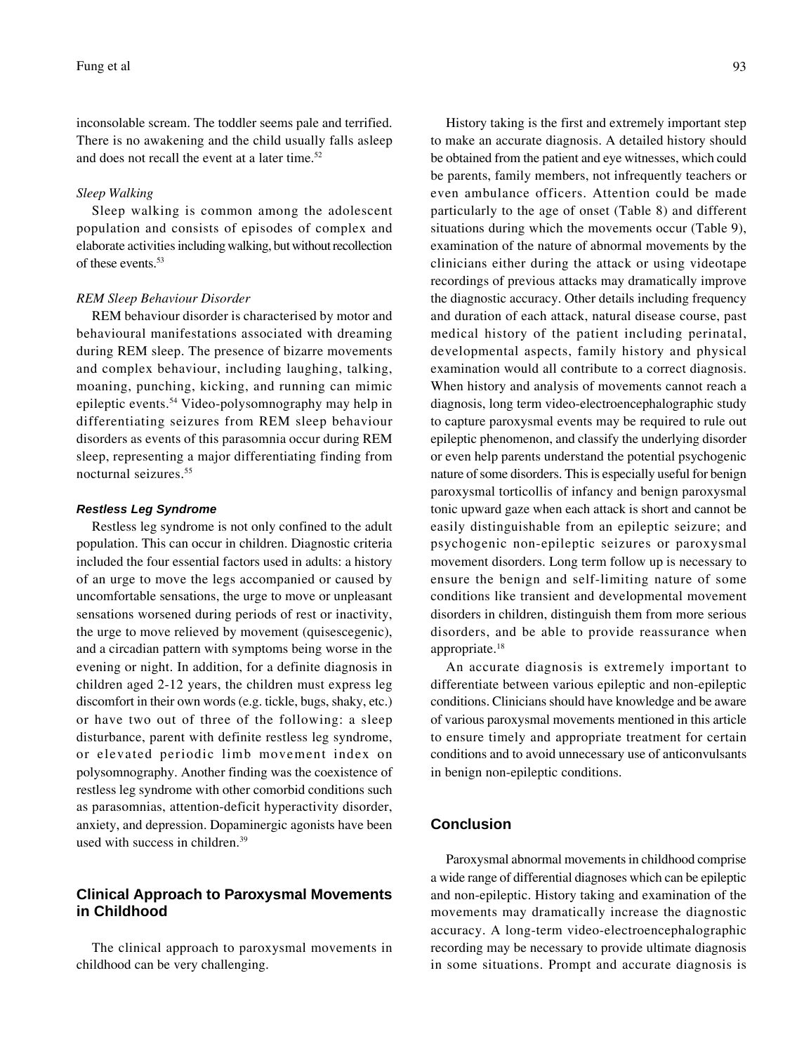inconsolable scream. The toddler seems pale and terrified. There is no awakening and the child usually falls asleep and does not recall the event at a later time.[52]

*Sleep Walking*

Sleep walking is common among the adolescent population and consists of episodes of complex and elaborate activities including walking, but without recollection of these events.[53]

*REM Sleep Behaviour Disorder*

REM behaviour disorder is characterised by motor and behavioural manifestations associated with dreaming during REM sleep. The presence of bizarre movements and complex behaviour, including laughing, talking, moaning, punching, kicking, and running can mimic epileptic events.[54] Video-polysomnography may help in differentiating seizures from REM sleep behaviour disorders as events of this parasomnia occur during REM sleep, representing a major differentiating finding from nocturnal seizures.[55]

#### Restless Leg Syndrome

Restless leg syndrome is not only confined to the adult population. This can occur in children. Diagnostic criteria included the four essential factors used in adults: a history of an urge to move the legs accompanied or caused by uncomfortable sensations, the urge to move or unpleasant sensations worsened during periods of rest or inactivity, the urge to move relieved by movement (quisescegenic), and a circadian pattern with symptoms being worse in the evening or night. In addition, for a definite diagnosis in children aged 2-12 years, the children must express leg discomfort in their own words (e.g. tickle, bugs, shaky, etc.) or have two out of three of the following: a sleep disturbance, parent with definite restless leg syndrome, or elevated periodic limb movement index on polysomnography. Another finding was the coexistence of restless leg syndrome with other comorbid conditions such as parasomnias, attention-deficit hyperactivity disorder, anxiety, and depression. Dopaminergic agonists have been used with success in children.[39]

## Clinical Approach to Paroxysmal Movements in Childhood

The clinical approach to paroxysmal movements in childhood can be very challenging.

History taking is the first and extremely important step to make an accurate diagnosis. A detailed history should be obtained from the patient and eye witnesses, which could be parents, family members, not infrequently teachers or even ambulance officers. Attention could be made particularly to the age of onset (Table 8) and different situations during which the movements occur (Table 9), examination of the nature of abnormal movements by the clinicians either during the attack or using videotape recordings of previous attacks may dramatically improve the diagnostic accuracy. Other details including frequency and duration of each attack, natural disease course, past medical history of the patient including perinatal, developmental aspects, family history and physical examination would all contribute to a correct diagnosis. When history and analysis of movements cannot reach a diagnosis, long term video-electroencephalographic study to capture paroxysmal events may be required to rule out epileptic phenomenon, and classify the underlying disorder or even help parents understand the potential psychogenic nature of some disorders. This is especially useful for benign paroxysmal torticollis of infancy and benign paroxysmal tonic upward gaze when each attack is short and cannot be easily distinguishable from an epileptic seizure; and psychogenic non-epileptic seizures or paroxysmal movement disorders. Long term follow up is necessary to ensure the benign and self-limiting nature of some conditions like transient and developmental movement disorders in children, distinguish them from more serious disorders, and be able to provide reassurance when appropriate.[18]

An accurate diagnosis is extremely important to differentiate between various epileptic and non-epileptic conditions. Clinicians should have knowledge and be aware of various paroxysmal movements mentioned in this article to ensure timely and appropriate treatment for certain conditions and to avoid unnecessary use of anticonvulsants in benign non-epileptic conditions.

## Conclusion

Paroxysmal abnormal movements in childhood comprise a wide range of differential diagnoses which can be epileptic and non-epileptic. History taking and examination of the movements may dramatically increase the diagnostic accuracy. A long-term video-electroencephalographic recording may be necessary to provide ultimate diagnosis in some situations. Prompt and accurate diagnosis is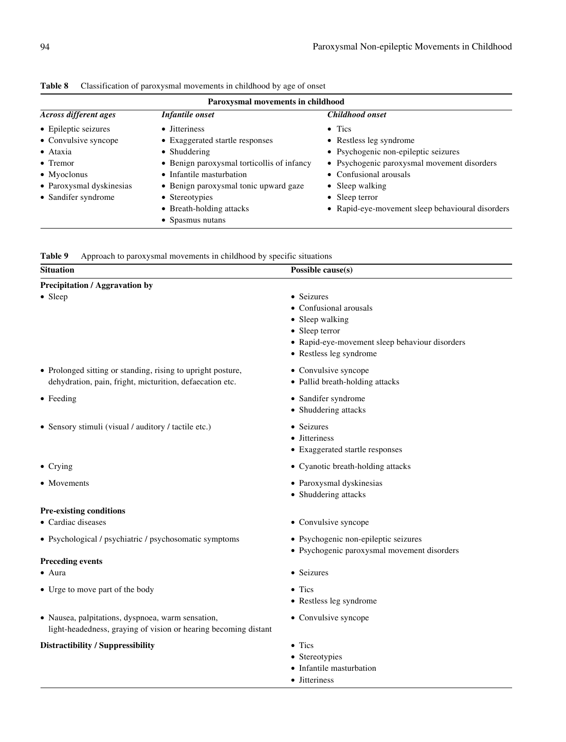**Table 8** Classification of paroxysmal movements in childhood by age of onset

| Paroxysmal movements in childhood | | |
|---|---|---|
| ***Across different ages*** | ***Infantile onset*** | ***Childhood onset*** |
| • Epileptic seizures<br>• Convulsive syncope<br>• Ataxia<br>• Tremor<br>• Myoclonus<br>• Paroxysmal dyskinesias<br>• Sandifer syndrome | • Jitteriness<br>• Exaggerated startle responses<br>• Shuddering<br>• Benign paroxysmal torticollis of infancy<br>• Infantile masturbation<br>• Benign paroxysmal tonic upward gaze<br>• Stereotypies<br>• Breath-holding attacks<br>• Spasmus nutans | • Tics<br>• Restless leg syndrome<br>• Psychogenic non-epileptic seizures<br>• Psychogenic paroxysmal movement disorders<br>• Confusional arousals<br>• Sleep walking<br>• Sleep terror<br>• Rapid-eye-movement sleep behavioural disorders |

**Table 9** Approach to paroxysmal movements in childhood by specific situations

| Situation | Possible cause(s) |
|---|---|
| **Precipitation / Aggravation by** | |
| • Sleep | • Seizures<br>• Confusional arousals<br>• Sleep walking<br>• Sleep terror<br>• Rapid-eye-movement sleep behaviour disorders<br>• Restless leg syndrome |
| • Prolonged sitting or standing, rising to upright posture, dehydration, pain, fright, micturition, defaecation etc. | • Convulsive syncope<br>• Pallid breath-holding attacks |
| • Feeding | • Sandifer syndrome<br>• Shuddering attacks |
| • Sensory stimuli (visual / auditory / tactile etc.) | • Seizures<br>• Jitteriness<br>• Exaggerated startle responses |
| • Crying | • Cyanotic breath-holding attacks |
| • Movements | • Paroxysmal dyskinesias<br>• Shuddering attacks |
| **Pre-existing conditions** | |
| • Cardiac diseases | • Convulsive syncope |
| • Psychological / psychiatric / psychosomatic symptoms | • Psychogenic non-epileptic seizures<br>• Psychogenic paroxysmal movement disorders |
| **Preceding events** | |
| • Aura | • Seizures |
| • Urge to move part of the body | • Tics<br>• Restless leg syndrome |
| • Nausea, palpitations, dyspnoea, warm sensation, light-headedness, graying of vision or hearing becoming distant | • Convulsive syncope |
| **Distractibility / Suppressibility** | • Tics<br>• Stereotypies<br>• Infantile masturbation<br>• Jitteriness |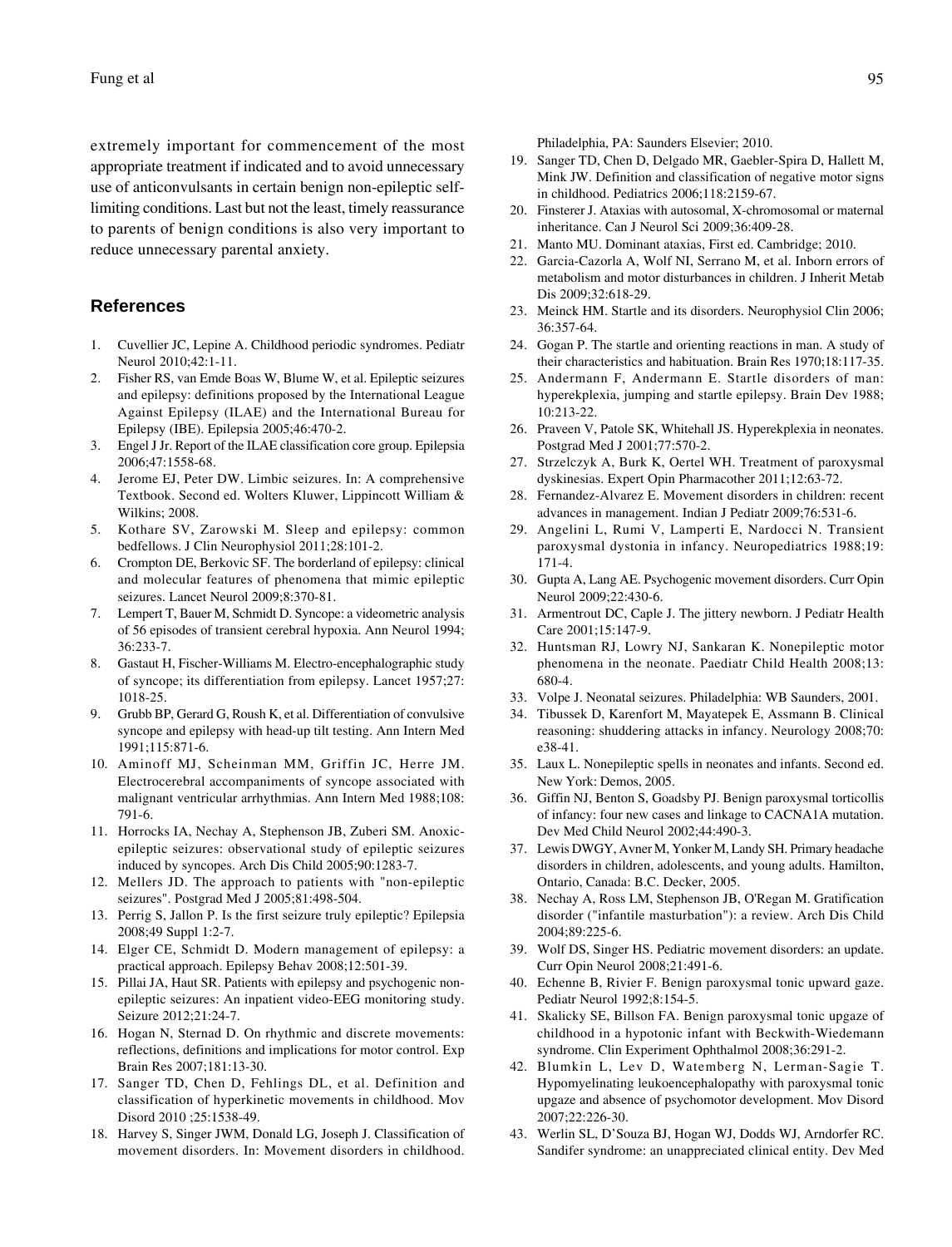extremely important for commencement of the most appropriate treatment if indicated and to avoid unnecessary use of anticonvulsants in certain benign non-epileptic self-limiting conditions. Last but not the least, timely reassurance to parents of benign conditions is also very important to reduce unnecessary parental anxiety.

## References

1. Cuvellier JC, Lepine A. Childhood periodic syndromes. Pediatr Neurol 2010;42:1-11.
2. Fisher RS, van Emde Boas W, Blume W, et al. Epileptic seizures and epilepsy: definitions proposed by the International League Against Epilepsy (ILAE) and the International Bureau for Epilepsy (IBE). Epilepsia 2005;46:470-2.
3. Engel J Jr. Report of the ILAE classification core group. Epilepsia 2006;47:1558-68.
4. Jerome EJ, Peter DW. Limbic seizures. In: A comprehensive Textbook. Second ed. Wolters Kluwer, Lippincott William & Wilkins; 2008.
5. Kothare SV, Zarowski M. Sleep and epilepsy: common bedfellows. J Clin Neurophysiol 2011;28:101-2.
6. Crompton DE, Berkovic SF. The borderland of epilepsy: clinical and molecular features of phenomena that mimic epileptic seizures. Lancet Neurol 2009;8:370-81.
7. Lempert T, Bauer M, Schmidt D. Syncope: a videometric analysis of 56 episodes of transient cerebral hypoxia. Ann Neurol 1994; 36:233-7.
8. Gastaut H, Fischer-Williams M. Electro-encephalographic study of syncope; its differentiation from epilepsy. Lancet 1957;27: 1018-25.
9. Grubb BP, Gerard G, Roush K, et al. Differentiation of convulsive syncope and epilepsy with head-up tilt testing. Ann Intern Med 1991;115:871-6.
10. Aminoff MJ, Scheinman MM, Griffin JC, Herre JM. Electrocerebral accompaniments of syncope associated with malignant ventricular arrhythmias. Ann Intern Med 1988;108: 791-6.
11. Horrocks IA, Nechay A, Stephenson JB, Zuberi SM. Anoxic-epileptic seizures: observational study of epileptic seizures induced by syncopes. Arch Dis Child 2005;90:1283-7.
12. Mellers JD. The approach to patients with "non-epileptic seizures". Postgrad Med J 2005;81:498-504.
13. Perrig S, Jallon P. Is the first seizure truly epileptic? Epilepsia 2008;49 Suppl 1:2-7.
14. Elger CE, Schmidt D. Modern management of epilepsy: a practical approach. Epilepsy Behav 2008;12:501-39.
15. Pillai JA, Haut SR. Patients with epilepsy and psychogenic non-epileptic seizures: An inpatient video-EEG monitoring study. Seizure 2012;21:24-7.
16. Hogan N, Sternad D. On rhythmic and discrete movements: reflections, definitions and implications for motor control. Exp Brain Res 2007;181:13-30.
17. Sanger TD, Chen D, Fehlings DL, et al. Definition and classification of hyperkinetic movements in childhood. Mov Disord 2010 ;25:1538-49.
18. Harvey S, Singer JWM, Donald LG, Joseph J. Classification of movement disorders. In: Movement disorders in childhood. Philadelphia, PA: Saunders Elsevier; 2010.
19. Sanger TD, Chen D, Delgado MR, Gaebler-Spira D, Hallett M, Mink JW. Definition and classification of negative motor signs in childhood. Pediatrics 2006;118:2159-67.
20. Finsterer J. Ataxias with autosomal, X-chromosomal or maternal inheritance. Can J Neurol Sci 2009;36:409-28.
21. Manto MU. Dominant ataxias, First ed. Cambridge; 2010.
22. Garcia-Cazorla A, Wolf NI, Serrano M, et al. Inborn errors of metabolism and motor disturbances in children. J Inherit Metab Dis 2009;32:618-29.
23. Meinck HM. Startle and its disorders. Neurophysiol Clin 2006; 36:357-64.
24. Gogan P. The startle and orienting reactions in man. A study of their characteristics and habituation. Brain Res 1970;18:117-35.
25. Andermann F, Andermann E. Startle disorders of man: hyperekplexia, jumping and startle epilepsy. Brain Dev 1988; 10:213-22.
26. Praveen V, Patole SK, Whitehall JS. Hyperekplexia in neonates. Postgrad Med J 2001;77:570-2.
27. Strzelczyk A, Burk K, Oertel WH. Treatment of paroxysmal dyskinesias. Expert Opin Pharmacother 2011;12:63-72.
28. Fernandez-Alvarez E. Movement disorders in children: recent advances in management. Indian J Pediatr 2009;76:531-6.
29. Angelini L, Rumi V, Lamperti E, Nardocci N. Transient paroxysmal dystonia in infancy. Neuropediatrics 1988;19: 171-4.
30. Gupta A, Lang AE. Psychogenic movement disorders. Curr Opin Neurol 2009;22:430-6.
31. Armentrout DC, Caple J. The jittery newborn. J Pediatr Health Care 2001;15:147-9.
32. Huntsman RJ, Lowry NJ, Sankaran K. Nonepileptic motor phenomena in the neonate. Paediatr Child Health 2008;13: 680-4.
33. Volpe J. Neonatal seizures. Philadelphia: WB Saunders, 2001.
34. Tibussek D, Karenfort M, Mayatepek E, Assmann B. Clinical reasoning: shuddering attacks in infancy. Neurology 2008;70: e38-41.
35. Laux L. Nonepileptic spells in neonates and infants. Second ed. New York: Demos, 2005.
36. Giffin NJ, Benton S, Goadsby PJ. Benign paroxysmal torticollis of infancy: four new cases and linkage to CACNA1A mutation. Dev Med Child Neurol 2002;44:490-3.
37. Lewis DWGY, Avner M, Yonker M, Landy SH. Primary headache disorders in children, adolescents, and young adults. Hamilton, Ontario, Canada: B.C. Decker, 2005.
38. Nechay A, Ross LM, Stephenson JB, O'Regan M. Gratification disorder ("infantile masturbation"): a review. Arch Dis Child 2004;89:225-6.
39. Wolf DS, Singer HS. Pediatric movement disorders: an update. Curr Opin Neurol 2008;21:491-6.
40. Echenne B, Rivier F. Benign paroxysmal tonic upward gaze. Pediatr Neurol 1992;8:154-5.
41. Skalicky SE, Billson FA. Benign paroxysmal tonic upgaze of childhood in a hypotonic infant with Beckwith-Wiedemann syndrome. Clin Experiment Ophthalmol 2008;36:291-2.
42. Blumkin L, Lev D, Watemberg N, Lerman-Sagie T. Hypomyelinating leukoencephalopathy with paroxysmal tonic upgaze and absence of psychomotor development. Mov Disord 2007;22:226-30.
43. Werlin SL, D'Souza BJ, Hogan WJ, Dodds WJ, Arndorfer RC. Sandifer syndrome: an unappreciated clinical entity. Dev Med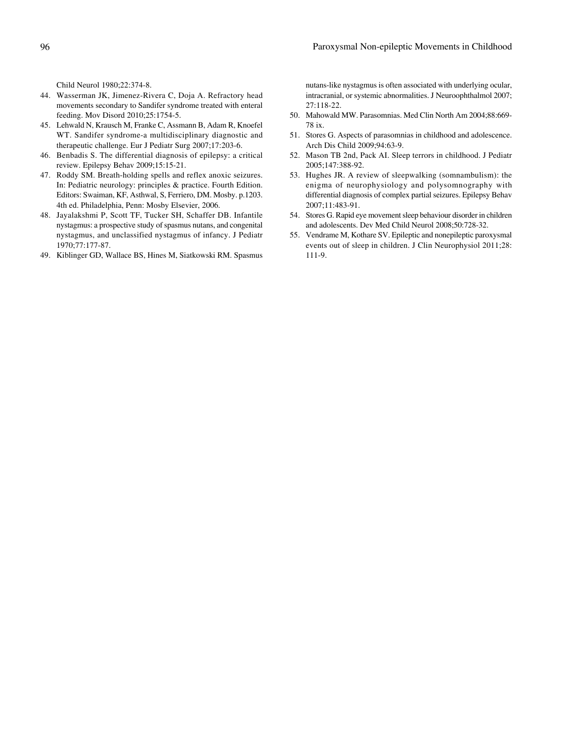Child Neurol 1980;22:374-8.

44. Wasserman JK, Jimenez-Rivera C, Doja A. Refractory head movements secondary to Sandifer syndrome treated with enteral feeding. Mov Disord 2010;25:1754-5.
45. Lehwald N, Krausch M, Franke C, Assmann B, Adam R, Knoefel WT. Sandifer syndrome-a multidisciplinary diagnostic and therapeutic challenge. Eur J Pediatr Surg 2007;17:203-6.
46. Benbadis S. The differential diagnosis of epilepsy: a critical review. Epilepsy Behav 2009;15:15-21.
47. Roddy SM. Breath-holding spells and reflex anoxic seizures. In: Pediatric neurology: principles & practice. Fourth Edition. Editors: Swaiman, KF, Asthwal, S, Ferriero, DM. Mosby. p.1203. 4th ed. Philadelphia, Penn: Mosby Elsevier, 2006.
48. Jayalakshmi P, Scott TF, Tucker SH, Schaffer DB. Infantile nystagmus: a prospective study of spasmus nutans, and congenital nystagmus, and unclassified nystagmus of infancy. J Pediatr 1970;77:177-87.
49. Kiblinger GD, Wallace BS, Hines M, Siatkowski RM. Spasmus nutans-like nystagmus is often associated with underlying ocular, intracranial, or systemic abnormalities. J Neuroophthalmol 2007; 27:118-22.
50. Mahowald MW. Parasomnias. Med Clin North Am 2004;88:669-78 ix.
51. Stores G. Aspects of parasomnias in childhood and adolescence. Arch Dis Child 2009;94:63-9.
52. Mason TB 2nd, Pack AI. Sleep terrors in childhood. J Pediatr 2005;147:388-92.
53. Hughes JR. A review of sleepwalking (somnambulism): the enigma of neurophysiology and polysomnography with differential diagnosis of complex partial seizures. Epilepsy Behav 2007;11:483-91.
54. Stores G. Rapid eye movement sleep behaviour disorder in children and adolescents. Dev Med Child Neurol 2008;50:728-32.
55. Vendrame M, Kothare SV. Epileptic and nonepileptic paroxysmal events out of sleep in children. J Clin Neurophysiol 2011;28: 111-9.